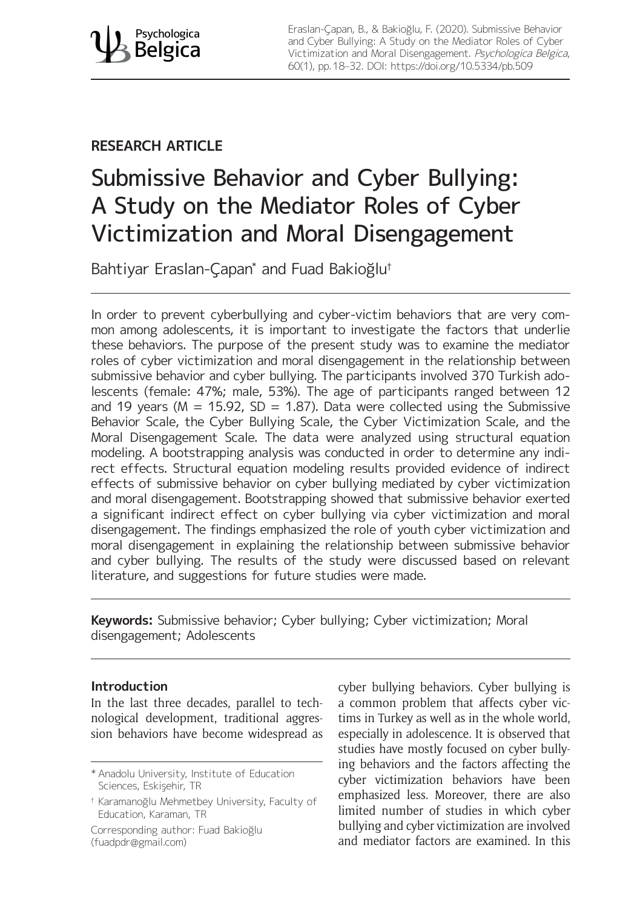Eraslan-Çapan, B., & Bakioğlu, F. (2020). Submissive Behavior and Cyber Bullying: A Study on the Mediator Roles of Cyber Victimization and Moral Disengagement. *Psychologica Belgica*, 60(1), pp. 18–32. DOI: https://doi.org/10.5334/pb.509

**RESEARCH ARTICLE**

# Submissive Behavior and Cyber Bullying: A Study on the Mediator Roles of Cyber Victimization and Moral Disengagement

Bahtiyar Eraslan-Çapan* and Fuad Bakioğlu†

In order to prevent cyberbullying and cyber-victim behaviors that are very common among adolescents, it is important to investigate the factors that underlie these behaviors. The purpose of the present study was to examine the mediator roles of cyber victimization and moral disengagement in the relationship between submissive behavior and cyber bullying. The participants involved 370 Turkish adolescents (female: 47%; male, 53%). The age of participants ranged between 12 and 19 years (M = 15.92, SD = 1.87). Data were collected using the Submissive Behavior Scale, the Cyber Bullying Scale, the Cyber Victimization Scale, and the Moral Disengagement Scale. The data were analyzed using structural equation modeling. A bootstrapping analysis was conducted in order to determine any indirect effects. Structural equation modeling results provided evidence of indirect effects of submissive behavior on cyber bullying mediated by cyber victimization and moral disengagement. Bootstrapping showed that submissive behavior exerted a significant indirect effect on cyber bullying via cyber victimization and moral disengagement. The findings emphasized the role of youth cyber victimization and moral disengagement in explaining the relationship between submissive behavior and cyber bullying. The results of the study were discussed based on relevant literature, and suggestions for future studies were made.

**Keywords:** Submissive behavior; Cyber bullying; Cyber victimization; Moral disengagement; Adolescents

## Introduction

In the last three decades, parallel to technological development, traditional aggression behaviors have become widespread as cyber bullying behaviors. Cyber bullying is a common problem that affects cyber victims in Turkey as well as in the whole world, especially in adolescence. It is observed that studies have mostly focused on cyber bullying behaviors and the factors affecting the cyber victimization behaviors have been emphasized less. Moreover, there are also limited number of studies in which cyber bullying and cyber victimization are involved and mediator factors are examined. In this

\* Anadolu University, Institute of Education Sciences, Eskişehir, TR

† Karamanoğlu Mehmetbey University, Faculty of Education, Karaman, TR

Corresponding author: Fuad Bakioğlu (fuadpdr@gmail.com)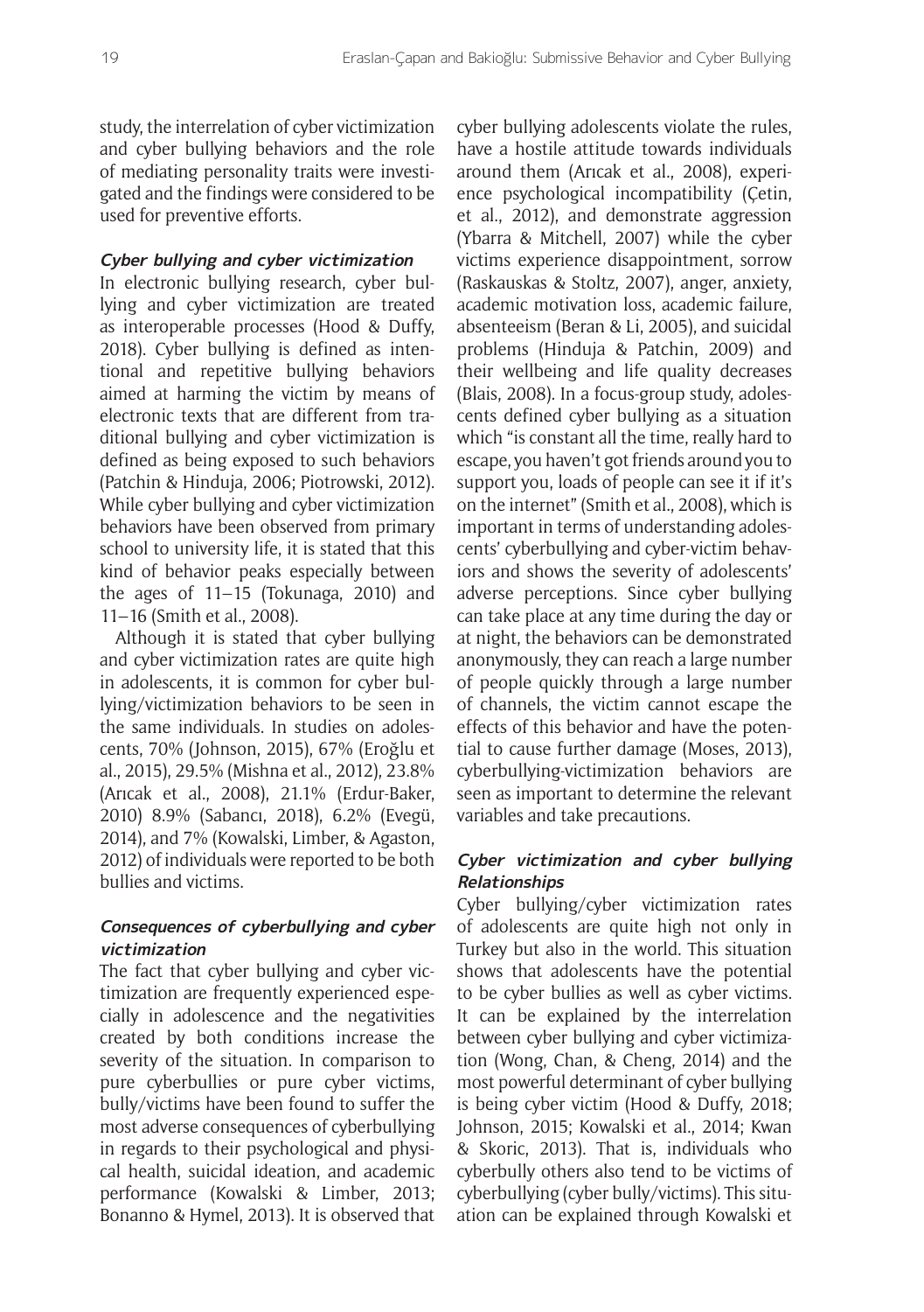study, the interrelation of cyber victimization and cyber bullying behaviors and the role of mediating personality traits were investigated and the findings were considered to be used for preventive efforts.

#### *Cyber bullying and cyber victimization*

In electronic bullying research, cyber bullying and cyber victimization are treated as interoperable processes (Hood & Duffy, 2018). Cyber bullying is defined as intentional and repetitive bullying behaviors aimed at harming the victim by means of electronic texts that are different from traditional bullying and cyber victimization is defined as being exposed to such behaviors (Patchin & Hinduja, 2006; Piotrowski, 2012). While cyber bullying and cyber victimization behaviors have been observed from primary school to university life, it is stated that this kind of behavior peaks especially between the ages of 11–15 (Tokunaga, 2010) and 11–16 (Smith et al., 2008).

Although it is stated that cyber bullying and cyber victimization rates are quite high in adolescents, it is common for cyber bullying/victimization behaviors to be seen in the same individuals. In studies on adolescents, 70% (Johnson, 2015), 67% (Eroğlu et al., 2015), 29.5% (Mishna et al., 2012), 23.8% (Arıcak et al., 2008), 21.1% (Erdur-Baker, 2010) 8.9% (Sabancı, 2018), 6.2% (Evegü, 2014), and 7% (Kowalski, Limber, & Agaston, 2012) of individuals were reported to be both bullies and victims.

#### *Consequences of cyberbullying and cyber victimization*

The fact that cyber bullying and cyber victimization are frequently experienced especially in adolescence and the negativities created by both conditions increase the severity of the situation. In comparison to pure cyberbullies or pure cyber victims, bully/victims have been found to suffer the most adverse consequences of cyberbullying in regards to their psychological and physical health, suicidal ideation, and academic performance (Kowalski & Limber, 2013; Bonanno & Hymel, 2013). It is observed that cyber bullying adolescents violate the rules, have a hostile attitude towards individuals around them (Arıcak et al., 2008), experience psychological incompatibility (Çetin, et al., 2012), and demonstrate aggression (Ybarra & Mitchell, 2007) while the cyber victims experience disappointment, sorrow (Raskauskas & Stoltz, 2007), anger, anxiety, academic motivation loss, academic failure, absenteeism (Beran & Li, 2005), and suicidal problems (Hinduja & Patchin, 2009) and their wellbeing and life quality decreases (Blais, 2008). In a focus-group study, adolescents defined cyber bullying as a situation which "is constant all the time, really hard to escape, you haven't got friends around you to support you, loads of people can see it if it's on the internet" (Smith et al., 2008), which is important in terms of understanding adolescents' cyberbullying and cyber-victim behaviors and shows the severity of adolescents' adverse perceptions. Since cyber bullying can take place at any time during the day or at night, the behaviors can be demonstrated anonymously, they can reach a large number of people quickly through a large number of channels, the victim cannot escape the effects of this behavior and have the potential to cause further damage (Moses, 2013), cyberbullying-victimization behaviors are seen as important to determine the relevant variables and take precautions.

#### *Cyber victimization and cyber bullying Relationships*

Cyber bullying/cyber victimization rates of adolescents are quite high not only in Turkey but also in the world. This situation shows that adolescents have the potential to be cyber bullies as well as cyber victims. It can be explained by the interrelation between cyber bullying and cyber victimization (Wong, Chan, & Cheng, 2014) and the most powerful determinant of cyber bullying is being cyber victim (Hood & Duffy, 2018; Johnson, 2015; Kowalski et al., 2014; Kwan & Skoric, 2013). That is, individuals who cyberbully others also tend to be victims of cyberbullying (cyber bully/victims). This situation can be explained through Kowalski et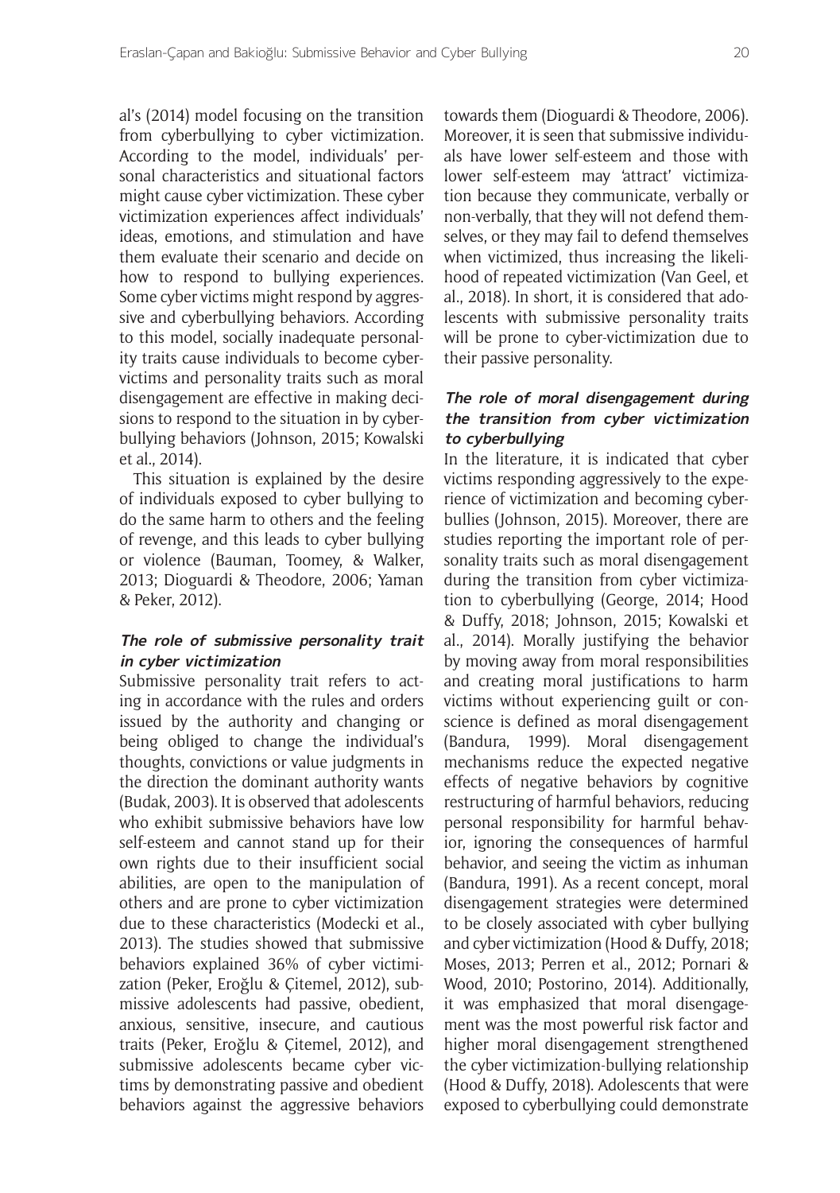al's (2014) model focusing on the transition from cyberbullying to cyber victimization. According to the model, individuals' personal characteristics and situational factors might cause cyber victimization. These cyber victimization experiences affect individuals' ideas, emotions, and stimulation and have them evaluate their scenario and decide on how to respond to bullying experiences. Some cyber victims might respond by aggressive and cyberbullying behaviors. According to this model, socially inadequate personality traits cause individuals to become cybervictims and personality traits such as moral disengagement are effective in making decisions to respond to the situation in by cyberbullying behaviors (Johnson, 2015; Kowalski et al., 2014).

This situation is explained by the desire of individuals exposed to cyber bullying to do the same harm to others and the feeling of revenge, and this leads to cyber bullying or violence (Bauman, Toomey, & Walker, 2013; Dioguardi & Theodore, 2006; Yaman & Peker, 2012).

### *The role of submissive personality trait in cyber victimization*

Submissive personality trait refers to acting in accordance with the rules and orders issued by the authority and changing or being obliged to change the individual's thoughts, convictions or value judgments in the direction the dominant authority wants (Budak, 2003). It is observed that adolescents who exhibit submissive behaviors have low self-esteem and cannot stand up for their own rights due to their insufficient social abilities, are open to the manipulation of others and are prone to cyber victimization due to these characteristics (Modecki et al., 2013). The studies showed that submissive behaviors explained 36% of cyber victimization (Peker, Eroğlu & Çitemel, 2012), submissive adolescents had passive, obedient, anxious, sensitive, insecure, and cautious traits (Peker, Eroğlu & Çitemel, 2012), and submissive adolescents became cyber victims by demonstrating passive and obedient behaviors against the aggressive behaviors towards them (Dioguardi & Theodore, 2006). Moreover, it is seen that submissive individuals have lower self-esteem and those with lower self-esteem may 'attract' victimization because they communicate, verbally or non-verbally, that they will not defend themselves, or they may fail to defend themselves when victimized, thus increasing the likelihood of repeated victimization (Van Geel, et al., 2018). In short, it is considered that adolescents with submissive personality traits will be prone to cyber-victimization due to their passive personality.

### *The role of moral disengagement during the transition from cyber victimization to cyberbullying*

In the literature, it is indicated that cyber victims responding aggressively to the experience of victimization and becoming cyberbullies (Johnson, 2015). Moreover, there are studies reporting the important role of personality traits such as moral disengagement during the transition from cyber victimization to cyberbullying (George, 2014; Hood & Duffy, 2018; Johnson, 2015; Kowalski et al., 2014). Morally justifying the behavior by moving away from moral responsibilities and creating moral justifications to harm victims without experiencing guilt or conscience is defined as moral disengagement (Bandura, 1999). Moral disengagement mechanisms reduce the expected negative effects of negative behaviors by cognitive restructuring of harmful behaviors, reducing personal responsibility for harmful behavior, ignoring the consequences of harmful behavior, and seeing the victim as inhuman (Bandura, 1991). As a recent concept, moral disengagement strategies were determined to be closely associated with cyber bullying and cyber victimization (Hood & Duffy, 2018; Moses, 2013; Perren et al., 2012; Pornari & Wood, 2010; Postorino, 2014). Additionally, it was emphasized that moral disengagement was the most powerful risk factor and higher moral disengagement strengthened the cyber victimization-bullying relationship (Hood & Duffy, 2018). Adolescents that were exposed to cyberbullying could demonstrate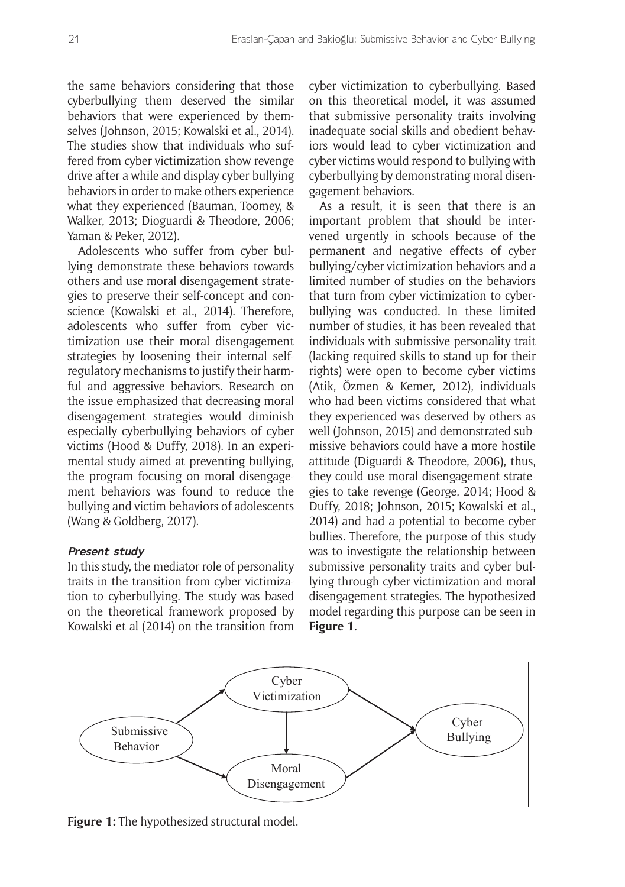the same behaviors considering that those cyberbullying them deserved the similar behaviors that were experienced by themselves (Johnson, 2015; Kowalski et al., 2014). The studies show that individuals who suffered from cyber victimization show revenge drive after a while and display cyber bullying behaviors in order to make others experience what they experienced (Bauman, Toomey, & Walker, 2013; Dioguardi & Theodore, 2006; Yaman & Peker, 2012).

Adolescents who suffer from cyber bullying demonstrate these behaviors towards others and use moral disengagement strategies to preserve their self-concept and conscience (Kowalski et al., 2014). Therefore, adolescents who suffer from cyber victimization use their moral disengagement strategies by loosening their internal self-regulatory mechanisms to justify their harmful and aggressive behaviors. Research on the issue emphasized that decreasing moral disengagement strategies would diminish especially cyberbullying behaviors of cyber victims (Hood & Duffy, 2018). In an experimental study aimed at preventing bullying, the program focusing on moral disengagement behaviors was found to reduce the bullying and victim behaviors of adolescents (Wang & Goldberg, 2017).

### *Present study*

In this study, the mediator role of personality traits in the transition from cyber victimization to cyberbullying. The study was based on the theoretical framework proposed by Kowalski et al (2014) on the transition from cyber victimization to cyberbullying. Based on this theoretical model, it was assumed that submissive personality traits involving inadequate social skills and obedient behaviors would lead to cyber victimization and cyber victims would respond to bullying with cyberbullying by demonstrating moral disengagement behaviors.

As a result, it is seen that there is an important problem that should be intervened urgently in schools because of the permanent and negative effects of cyber bullying/cyber victimization behaviors and a limited number of studies on the behaviors that turn from cyber victimization to cyberbullying was conducted. In these limited number of studies, it has been revealed that individuals with submissive personality trait (lacking required skills to stand up for their rights) were open to become cyber victims (Atik, Özmen & Kemer, 2012), individuals who had been victims considered that what they experienced was deserved by others as well (Johnson, 2015) and demonstrated submissive behaviors could have a more hostile attitude (Diguardi & Theodore, 2006), thus, they could use moral disengagement strategies to take revenge (George, 2014; Hood & Duffy, 2018; Johnson, 2015; Kowalski et al., 2014) and had a potential to become cyber bullies. Therefore, the purpose of this study was to investigate the relationship between submissive personality traits and cyber bullying through cyber victimization and moral disengagement strategies. The hypothesized model regarding this purpose can be seen in **Figure 1**.

**Figure 1:** The hypothesized structural model.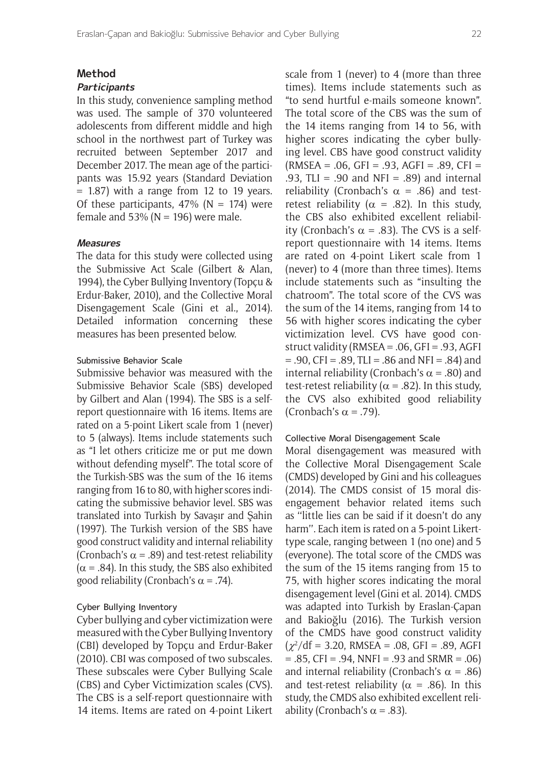## Method

### *Participants*

In this study, convenience sampling method was used. The sample of 370 volunteered adolescents from different middle and high school in the northwest part of Turkey was recruited between September 2017 and December 2017. The mean age of the participants was 15.92 years (Standard Deviation = 1.87) with a range from 12 to 19 years. Of these participants, 47% (N = 174) were female and 53% (N = 196) were male.

### *Measures*

The data for this study were collected using the Submissive Act Scale (Gilbert & Alan, 1994), the Cyber Bullying Inventory (Topçu & Erdur-Baker, 2010), and the Collective Moral Disengagement Scale (Gini et al., 2014). Detailed information concerning these measures has been presented below.

#### Submissive Behavior Scale

Submissive behavior was measured with the Submissive Behavior Scale (SBS) developed by Gilbert and Alan (1994). The SBS is a self-report questionnaire with 16 items. Items are rated on a 5-point Likert scale from 1 (never) to 5 (always). Items include statements such as "I let others criticize me or put me down without defending myself". The total score of the Turkish-SBS was the sum of the 16 items ranging from 16 to 80, with higher scores indicating the submissive behavior level. SBS was translated into Turkish by Savaşır and Şahin (1997). The Turkish version of the SBS have good construct validity and internal reliability (Cronbach's $\alpha$ = .89) and test-retest reliability ($\alpha$ = .84). In this study, the SBS also exhibited good reliability (Cronbach's $\alpha$ = .74).

#### Cyber Bullying Inventory

Cyber bullying and cyber victimization were measured with the Cyber Bullying Inventory (CBI) developed by Topçu and Erdur-Baker (2010). CBI was composed of two subscales. These subscales were Cyber Bullying Scale (CBS) and Cyber Victimization scales (CVS). The CBS is a self-report questionnaire with 14 items. Items are rated on 4-point Likert scale from 1 (never) to 4 (more than three times). Items include statements such as "to send hurtful e-mails someone known". The total score of the CBS was the sum of the 14 items ranging from 14 to 56, with higher scores indicating the cyber bullying level. CBS have good construct validity (RMSEA = .06, GFI = .93, AGFI = .89, CFI = .93, TLI = .90 and NFI = .89) and internal reliability (Cronbach's $\alpha$ = .86) and test-retest reliability ($\alpha$ = .82). In this study, the CBS also exhibited excellent reliability (Cronbach's $\alpha$ = .83). The CVS is a self-report questionnaire with 14 items. Items are rated on 4-point Likert scale from 1 (never) to 4 (more than three times). Items include statements such as "insulting the chatroom". The total score of the CVS was the sum of the 14 items, ranging from 14 to 56 with higher scores indicating the cyber victimization level. CVS have good construct validity (RMSEA = .06, GFI = .93, AGFI = .90, CFI = .89, TLI = .86 and NFI = .84) and internal reliability (Cronbach's $\alpha$ = .80) and test-retest reliability ($\alpha$ = .82). In this study, the CVS also exhibited good reliability (Cronbach's $\alpha$ = .79).

#### Collective Moral Disengagement Scale

Moral disengagement was measured with the Collective Moral Disengagement Scale (CMDS) developed by Gini and his colleagues (2014). The CMDS consist of 15 moral disengagement behavior related items such as ''little lies can be said if it doesn't do any harm''. Each item is rated on a 5-point Likert-type scale, ranging between 1 (no one) and 5 (everyone). The total score of the CMDS was the sum of the 15 items ranging from 15 to 75, with higher scores indicating the moral disengagement level (Gini et al. 2014). CMDS was adapted into Turkish by Eraslan-Çapan and Bakioğlu (2016). The Turkish version of the CMDS have good construct validity ($\chi^2$/df = 3.20, RMSEA = .08, GFI = .89, AGFI = .85, CFI = .94, NNFI = .93 and SRMR = .06) and internal reliability (Cronbach's $\alpha$ = .86) and test-retest reliability ($\alpha$ = .86). In this study, the CMDS also exhibited excellent reliability (Cronbach's $\alpha$ = .83).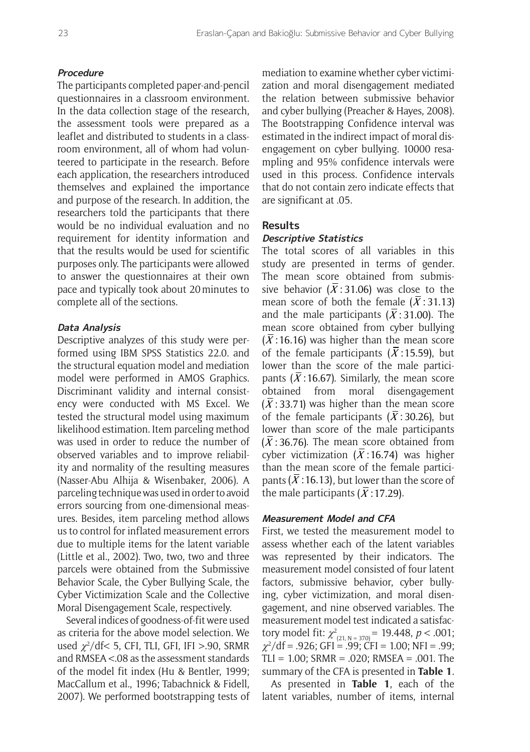### *Procedure*

The participants completed paper-and-pencil questionnaires in a classroom environment. In the data collection stage of the research, the assessment tools were prepared as a leaflet and distributed to students in a classroom environment, all of whom had volunteered to participate in the research. Before each application, the researchers introduced themselves and explained the importance and purpose of the research. In addition, the researchers told the participants that there would be no individual evaluation and no requirement for identity information and that the results would be used for scientific purposes only. The participants were allowed to answer the questionnaires at their own pace and typically took about 20 minutes to complete all of the sections.

### *Data Analysis*

Descriptive analyzes of this study were performed using IBM SPSS Statistics 22.0. and the structural equation model and mediation model were performed in AMOS Graphics. Discriminant validity and internal consistency were conducted with MS Excel. We tested the structural model using maximum likelihood estimation. Item parceling method was used in order to reduce the number of observed variables and to improve reliability and normality of the resulting measures (Nasser-Abu Alhija & Wisenbaker, 2006). A parceling technique was used in order to avoid errors sourcing from one-dimensional measures. Besides, item parceling method allows us to control for inflated measurement errors due to multiple items for the latent variable (Little et al., 2002). Two, two, two and three parcels were obtained from the Submissive Behavior Scale, the Cyber Bullying Scale, the Cyber Victimization Scale and the Collective Moral Disengagement Scale, respectively.

Several indices of goodness-of-fit were used as criteria for the above model selection. We used $\chi^2$/df< 5, CFI, TLI, GFI, IFI >.90, SRMR and RMSEA <.08 as the assessment standards of the model fit index (Hu & Bentler, 1999; MacCallum et al., 1996; Tabachnick & Fidell, 2007). We performed bootstrapping tests of mediation to examine whether cyber victimization and moral disengagement mediated the relation between submissive behavior and cyber bullying (Preacher & Hayes, 2008). The Bootstrapping Confidence interval was estimated in the indirect impact of moral disengagement on cyber bullying. 10000 resampling and 95% confidence intervals were used in this process. Confidence intervals that do not contain zero indicate effects that are significant at .05.

## Results

### *Descriptive Statistics*

The total scores of all variables in this study are presented in terms of gender. The mean score obtained from submissive behavior ($\bar{X}$: 31.06) was close to the mean score of both the female ($\bar{X}$: 31.13) and the male participants ($\bar{X}$: 31.00). The mean score obtained from cyber bullying ($\bar{X}$: 16.16) was higher than the mean score of the female participants ($\bar{X}$: 15.59), but lower than the score of the male participants ($\bar{X}$: 16.67). Similarly, the mean score obtained from moral disengagement ($\bar{X}$: 33.71) was higher than the mean score of the female participants ($\bar{X}$: 30.26), but lower than score of the male participants ($\bar{X}$: 36.76). The mean score obtained from cyber victimization ($\bar{X}$: 16.74) was higher than the mean score of the female participants ($\bar{X}$: 16.13), but lower than the score of the male participants ($\bar{X}$: 17.29).

### *Measurement Model and CFA*

First, we tested the measurement model to assess whether each of the latent variables was represented by their indicators. The measurement model consisted of four latent factors, submissive behavior, cyber bullying, cyber victimization, and moral disengagement, and nine observed variables. The measurement model test indicated a satisfactory model fit: $\chi^2_{(21, N = 370)}$ = 19.448, $p < .001$; $\chi^2$/df = .926; GFI = .99; CFI = 1.00; NFI = .99; TLI = 1.00; SRMR = .020; RMSEA = .001. The summary of the CFA is presented in **Table 1**.

As presented in **Table 1**, each of the latent variables, number of items, internal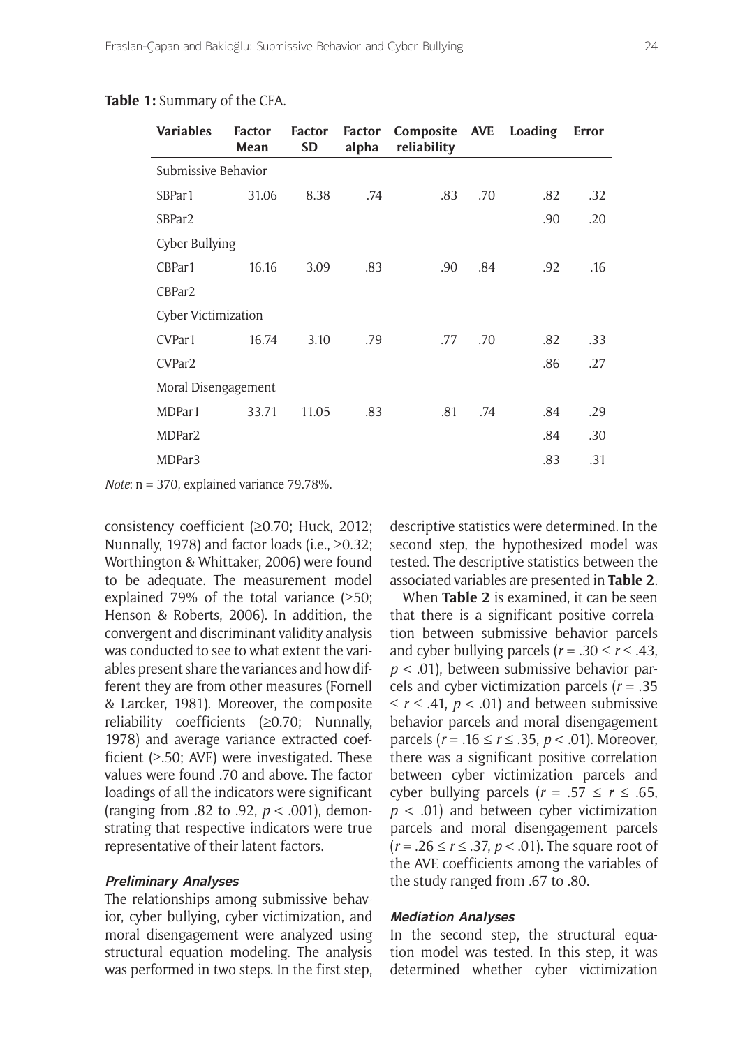**Table 1:** Summary of the CFA.

| Variables | Factor Mean | Factor SD | Factor alpha | Composite reliability | AVE | Loading | Error |
|---|---|---|---|---|---|---|---|
| Submissive Behavior | | | | | | | |
| SBPar1 | 31.06 | 8.38 | .74 | .83 | .70 | .82 | .32 |
| SBPar2 | | | | | | .90 | .20 |
| Cyber Bullying | | | | | | | |
| CBPar1 | 16.16 | 3.09 | .83 | .90 | .84 | .92 | .16 |
| CBPar2 | | | | | | | |
| Cyber Victimization | | | | | | | |
| CVPar1 | 16.74 | 3.10 | .79 | .77 | .70 | .82 | .33 |
| CVPar2 | | | | | | .86 | .27 |
| Moral Disengagement | | | | | | | |
| MDPar1 | 33.71 | 11.05 | .83 | .81 | .74 | .84 | .29 |
| MDPar2 | | | | | | .84 | .30 |
| MDPar3 | | | | | | .83 | .31 |

*Note*: n = 370, explained variance 79.78%.

consistency coefficient (≥0.70; Huck, 2012; Nunnally, 1978) and factor loads (i.e., ≥0.32; Worthington & Whittaker, 2006) were found to be adequate. The measurement model explained 79% of the total variance (≥50; Henson & Roberts, 2006). In addition, the convergent and discriminant validity analysis was conducted to see to what extent the variables present share the variances and how different they are from other measures (Fornell & Larcker, 1981). Moreover, the composite reliability coefficients (≥0.70; Nunnally, 1978) and average variance extracted coefficient (≥.50; AVE) were investigated. These values were found .70 and above. The factor loadings of all the indicators were significant (ranging from .82 to .92, $p < .001$), demonstrating that respective indicators were true representative of their latent factors.

#### Preliminary Analyses

The relationships among submissive behavior, cyber bullying, cyber victimization, and moral disengagement were analyzed using structural equation modeling. The analysis was performed in two steps. In the first step, descriptive statistics were determined. In the second step, the hypothesized model was tested. The descriptive statistics between the associated variables are presented in **Table 2**.

When **Table 2** is examined, it can be seen that there is a significant positive correlation between submissive behavior parcels and cyber bullying parcels ($r = .30 \leq r \leq .43$, $p < .01$), between submissive behavior parcels and cyber victimization parcels ($r = .35 \leq r \leq .41$, $p < .01$) and between submissive behavior parcels and moral disengagement parcels ($r = .16 \leq r \leq .35$, $p < .01$). Moreover, there was a significant positive correlation between cyber victimization parcels and cyber bullying parcels ($r = .57 \leq r \leq .65$, $p < .01$) and between cyber victimization parcels and moral disengagement parcels ($r = .26 \leq r \leq .37$, $p < .01$). The square root of the AVE coefficients among the variables of the study ranged from .67 to .80.

#### Mediation Analyses

In the second step, the structural equation model was tested. In this step, it was determined whether cyber victimization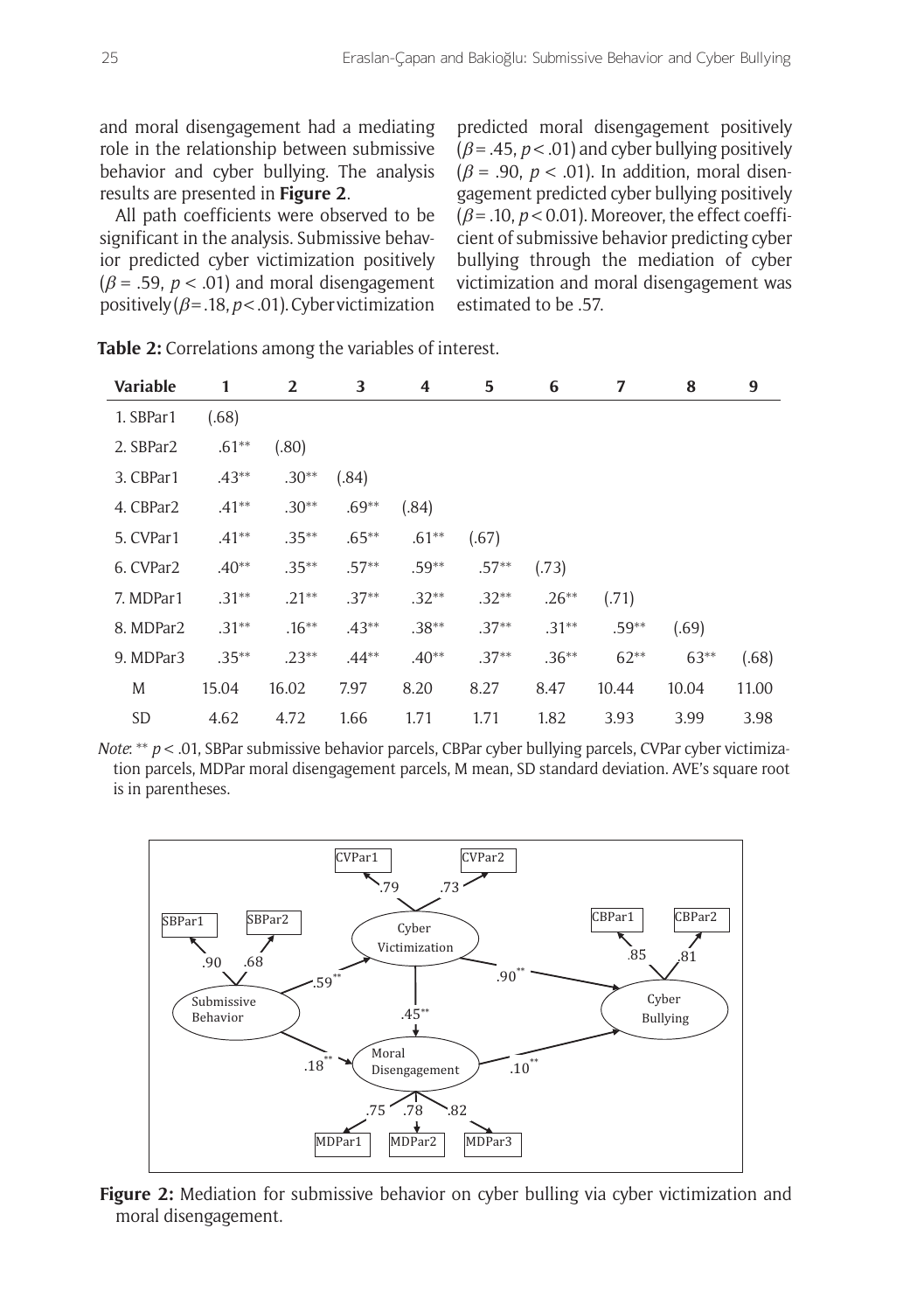and moral disengagement had a mediating role in the relationship between submissive behavior and cyber bullying. The analysis results are presented in **Figure 2**.

All path coefficients were observed to be significant in the analysis. Submissive behavior predicted cyber victimization positively ($\beta$ = .59, $p$ < .01) and moral disengagement positively ($\beta$ = .18, $p$ < .01). Cyber victimization predicted moral disengagement positively ($\beta$ = .45, $p$ < .01) and cyber bullying positively ($\beta$ = .90, $p$ < .01). In addition, moral disengagement predicted cyber bullying positively ($\beta$ = .10, $p$ < 0.01). Moreover, the effect coefficient of submissive behavior predicting cyber bullying through the mediation of cyber victimization and moral disengagement was estimated to be .57.

**Table 2:** Correlations among the variables of interest.

| Variable | 1 | 2 | 3 | 4 | 5 | 6 | 7 | 8 | 9 |
|---|---|---|---|---|---|---|---|---|---|
| 1. SBPar1 | (.68) | | | | | | | | |
| 2. SBPar2 | .61** | (.80) | | | | | | | |
| 3. CBPar1 | .43** | .30** | (.84) | | | | | | |
| 4. CBPar2 | .41** | .30** | .69** | (.84) | | | | | |
| 5. CVPar1 | .41** | .35** | .65** | .61** | (.67) | | | | |
| 6. CVPar2 | .40** | .35** | .57** | .59** | .57** | (.73) | | | |
| 7. MDPar1 | .31** | .21** | .37** | .32** | .32** | .26** | (.71) | | |
| 8. MDPar2 | .31** | .16** | .43** | .38** | .37** | .31** | .59** | (.69) | |
| 9. MDPar3 | .35** | .23** | .44** | .40** | .37** | .36** | 62** | 63** | (.68) |
| M | 15.04 | 16.02 | 7.97 | 8.20 | 8.27 | 8.47 | 10.44 | 10.04 | 11.00 |
| SD | 4.62 | 4.72 | 1.66 | 1.71 | 1.71 | 1.82 | 3.93 | 3.99 | 3.98 |

*Note*: ** $p$ < .01, SBPar submissive behavior parcels, CBPar cyber bullying parcels, CVPar cyber victimization parcels, MDPar moral disengagement parcels, M mean, SD standard deviation. AVE's square root is in parentheses.

**Figure 2:** Mediation for submissive behavior on cyber bulling via cyber victimization and moral disengagement.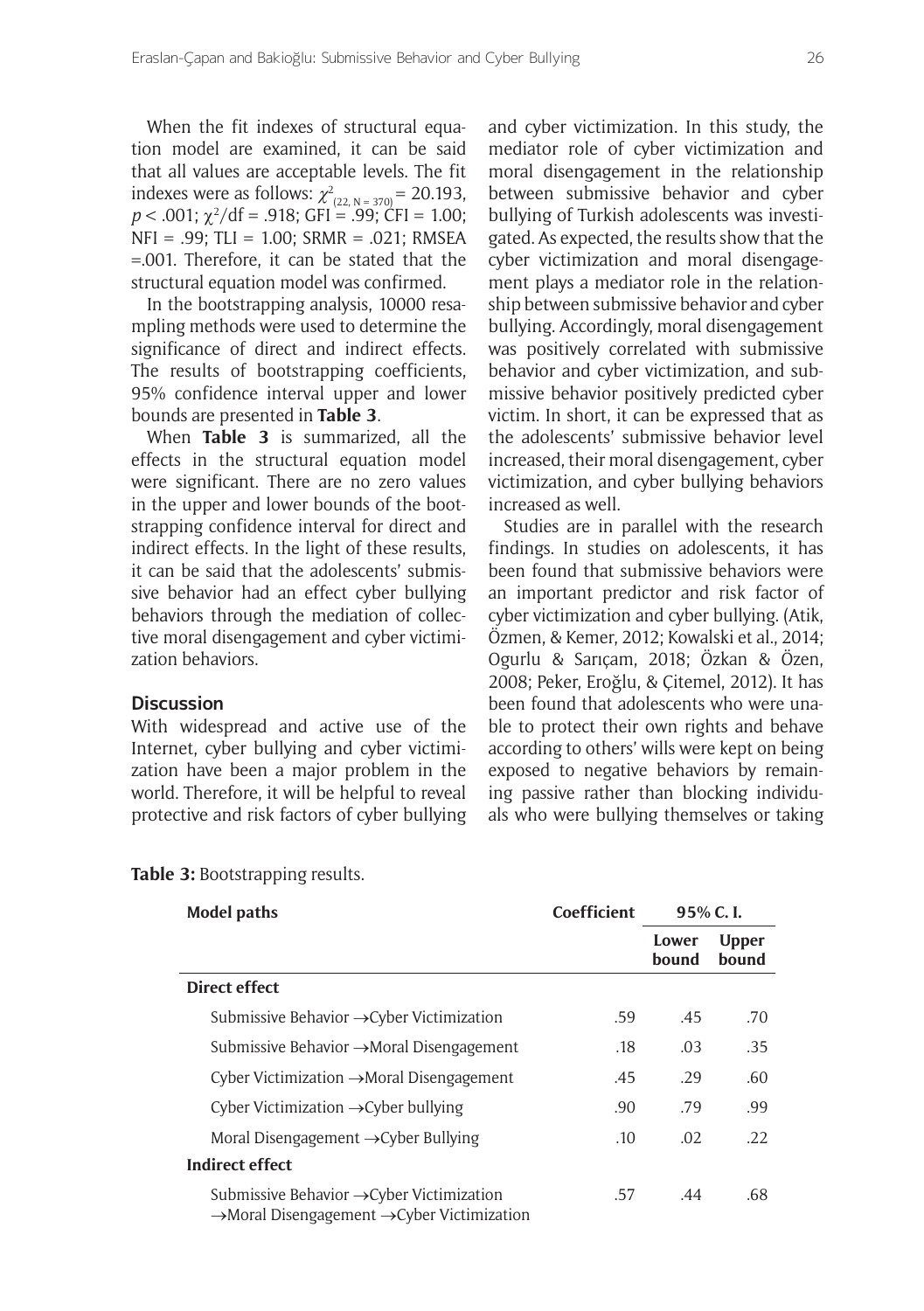When the fit indexes of structural equation model are examined, it can be said that all values are acceptable levels. The fit indexes were as follows: $\chi^2_{(22, N = 370)} = 20.193$, $p < .001$; $\chi^2/df = .918$; GFI = .99; CFI = 1.00; NFI = .99; TLI = 1.00; SRMR = .021; RMSEA =.001. Therefore, it can be stated that the structural equation model was confirmed.

In the bootstrapping analysis, 10000 resampling methods were used to determine the significance of direct and indirect effects. The results of bootstrapping coefficients, 95% confidence interval upper and lower bounds are presented in **Table 3**.

When **Table 3** is summarized, all the effects in the structural equation model were significant. There are no zero values in the upper and lower bounds of the bootstrapping confidence interval for direct and indirect effects. In the light of these results, it can be said that the adolescents' submissive behavior had an effect cyber bullying behaviors through the mediation of collective moral disengagement and cyber victimization behaviors.

## Discussion

With widespread and active use of the Internet, cyber bullying and cyber victimization have been a major problem in the world. Therefore, it will be helpful to reveal protective and risk factors of cyber bullying and cyber victimization. In this study, the mediator role of cyber victimization and moral disengagement in the relationship between submissive behavior and cyber bullying of Turkish adolescents was investigated. As expected, the results show that the cyber victimization and moral disengagement plays a mediator role in the relationship between submissive behavior and cyber bullying. Accordingly, moral disengagement was positively correlated with submissive behavior and cyber victimization, and submissive behavior positively predicted cyber victim. In short, it can be expressed that as the adolescents' submissive behavior level increased, their moral disengagement, cyber victimization, and cyber bullying behaviors increased as well.

Studies are in parallel with the research findings. In studies on adolescents, it has been found that submissive behaviors were an important predictor and risk factor of cyber victimization and cyber bullying. (Atik, Özmen, & Kemer, 2012; Kowalski et al., 2014; Ogurlu & Sarıçam, 2018; Özkan & Özen, 2008; Peker, Eroğlu, & Çitemel, 2012). It has been found that adolescents who were unable to protect their own rights and behave according to others' wills were kept on being exposed to negative behaviors by remaining passive rather than blocking individuals who were bullying themselves or taking

**Table 3:** Bootstrapping results.

| Model paths | Coefficient | 95% C. I. | |
|---|---|---|---|
| | | Lower bound | Upper bound |
| **Direct effect** | | | |
| Submissive Behavior →Cyber Victimization | .59 | .45 | .70 |
| Submissive Behavior →Moral Disengagement | .18 | .03 | .35 |
| Cyber Victimization →Moral Disengagement | .45 | .29 | .60 |
| Cyber Victimization →Cyber bullying | .90 | .79 | .99 |
| Moral Disengagement →Cyber Bullying | .10 | .02 | .22 |
| **Indirect effect** | | | |
| Submissive Behavior →Cyber Victimization →Moral Disengagement →Cyber Victimization | .57 | .44 | .68 |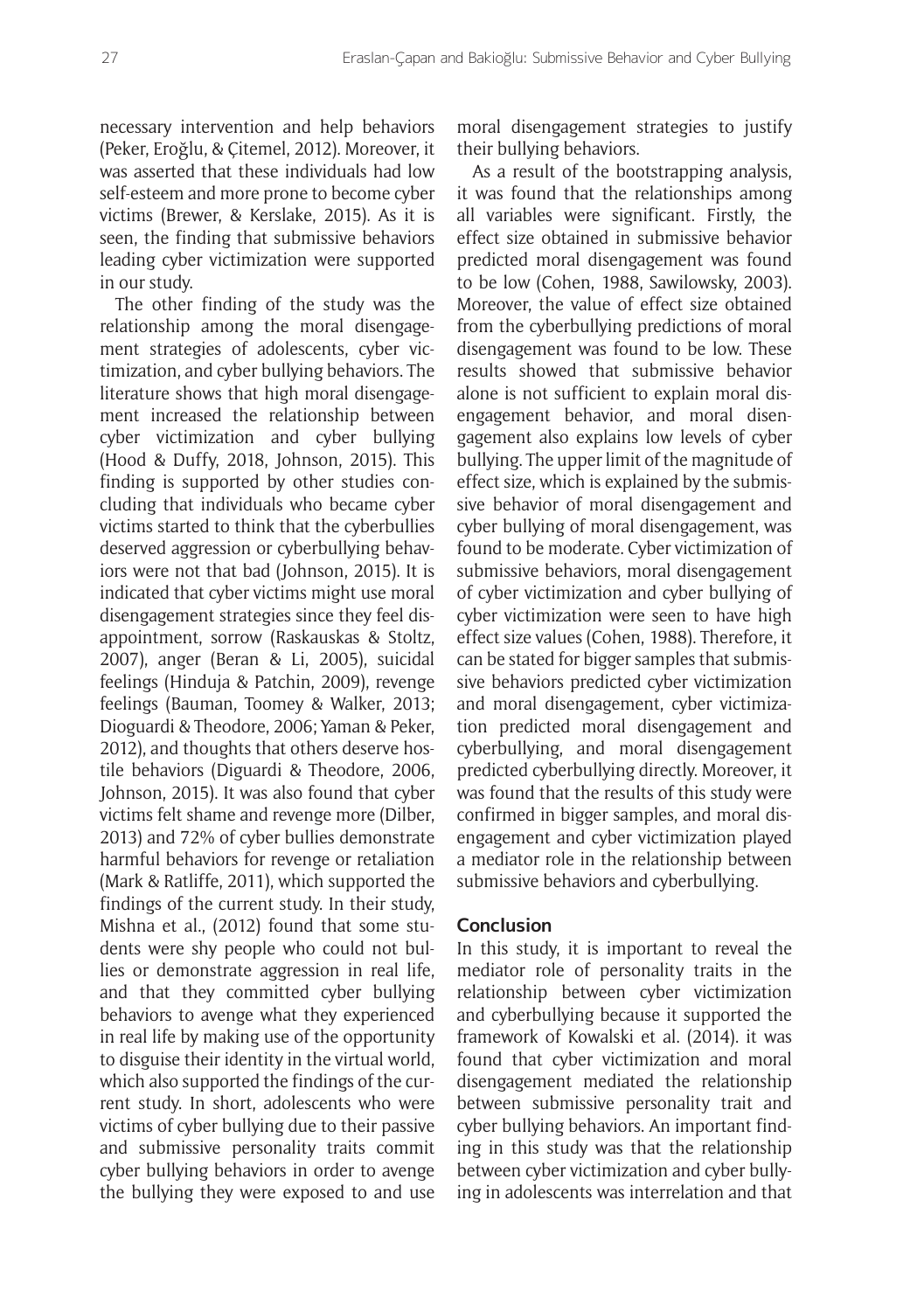necessary intervention and help behaviors (Peker, Eroğlu, & Çitemel, 2012). Moreover, it was asserted that these individuals had low self-esteem and more prone to become cyber victims (Brewer, & Kerslake, 2015). As it is seen, the finding that submissive behaviors leading cyber victimization were supported in our study.

The other finding of the study was the relationship among the moral disengagement strategies of adolescents, cyber victimization, and cyber bullying behaviors. The literature shows that high moral disengagement increased the relationship between cyber victimization and cyber bullying (Hood & Duffy, 2018, Johnson, 2015). This finding is supported by other studies concluding that individuals who became cyber victims started to think that the cyberbullies deserved aggression or cyberbullying behaviors were not that bad (Johnson, 2015). It is indicated that cyber victims might use moral disengagement strategies since they feel disappointment, sorrow (Raskauskas & Stoltz, 2007), anger (Beran & Li, 2005), suicidal feelings (Hinduja & Patchin, 2009), revenge feelings (Bauman, Toomey & Walker, 2013; Dioguardi & Theodore, 2006; Yaman & Peker, 2012), and thoughts that others deserve hostile behaviors (Diguardi & Theodore, 2006, Johnson, 2015). It was also found that cyber victims felt shame and revenge more (Dilber, 2013) and 72% of cyber bullies demonstrate harmful behaviors for revenge or retaliation (Mark & Ratliffe, 2011), which supported the findings of the current study. In their study, Mishna et al., (2012) found that some students were shy people who could not bullies or demonstrate aggression in real life, and that they committed cyber bullying behaviors to avenge what they experienced in real life by making use of the opportunity to disguise their identity in the virtual world, which also supported the findings of the current study. In short, adolescents who were victims of cyber bullying due to their passive and submissive personality traits commit cyber bullying behaviors in order to avenge the bullying they were exposed to and use moral disengagement strategies to justify their bullying behaviors.

As a result of the bootstrapping analysis, it was found that the relationships among all variables were significant. Firstly, the effect size obtained in submissive behavior predicted moral disengagement was found to be low (Cohen, 1988, Sawilowsky, 2003). Moreover, the value of effect size obtained from the cyberbullying predictions of moral disengagement was found to be low. These results showed that submissive behavior alone is not sufficient to explain moral disengagement behavior, and moral disengagement also explains low levels of cyber bullying. The upper limit of the magnitude of effect size, which is explained by the submissive behavior of moral disengagement and cyber bullying of moral disengagement, was found to be moderate. Cyber victimization of submissive behaviors, moral disengagement of cyber victimization and cyber bullying of cyber victimization were seen to have high effect size values (Cohen, 1988). Therefore, it can be stated for bigger samples that submissive behaviors predicted cyber victimization and moral disengagement, cyber victimization predicted moral disengagement and cyberbullying, and moral disengagement predicted cyberbullying directly. Moreover, it was found that the results of this study were confirmed in bigger samples, and moral disengagement and cyber victimization played a mediator role in the relationship between submissive behaviors and cyberbullying.

## Conclusion

In this study, it is important to reveal the mediator role of personality traits in the relationship between cyber victimization and cyberbullying because it supported the framework of Kowalski et al. (2014). it was found that cyber victimization and moral disengagement mediated the relationship between submissive personality trait and cyber bullying behaviors. An important finding in this study was that the relationship between cyber victimization and cyber bullying in adolescents was interrelation and that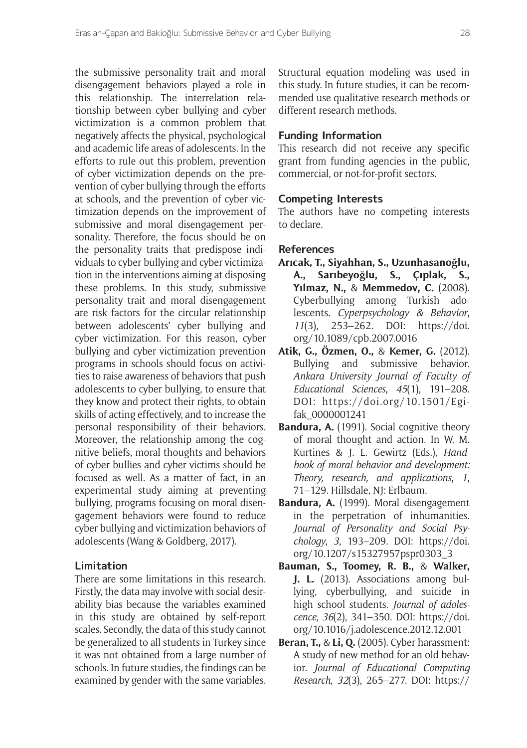the submissive personality trait and moral disengagement behaviors played a role in this relationship. The interrelation relationship between cyber bullying and cyber victimization is a common problem that negatively affects the physical, psychological and academic life areas of adolescents. In the efforts to rule out this problem, prevention of cyber victimization depends on the prevention of cyber bullying through the efforts at schools, and the prevention of cyber victimization depends on the improvement of submissive and moral disengagement personality. Therefore, the focus should be on the personality traits that predispose individuals to cyber bullying and cyber victimization in the interventions aiming at disposing these problems. In this study, submissive personality trait and moral disengagement are risk factors for the circular relationship between adolescents' cyber bullying and cyber victimization. For this reason, cyber bullying and cyber victimization prevention programs in schools should focus on activities to raise awareness of behaviors that push adolescents to cyber bullying, to ensure that they know and protect their rights, to obtain skills of acting effectively, and to increase the personal responsibility of their behaviors. Moreover, the relationship among the cognitive beliefs, moral thoughts and behaviors of cyber bullies and cyber victims should be focused as well. As a matter of fact, in an experimental study aiming at preventing bullying, programs focusing on moral disengagement behaviors were found to reduce cyber bullying and victimization behaviors of adolescents (Wang & Goldberg, 2017).

## Limitation

There are some limitations in this research. Firstly, the data may involve with social desirability bias because the variables examined in this study are obtained by self-report scales. Secondly, the data of this study cannot be generalized to all students in Turkey since it was not obtained from a large number of schools. In future studies, the findings can be examined by gender with the same variables. Structural equation modeling was used in this study. In future studies, it can be recommended use qualitative research methods or different research methods.

## Funding Information

This research did not receive any specific grant from funding agencies in the public, commercial, or not-for-profit sectors.

## Competing Interests

The authors have no competing interests to declare.

## References

**Arıcak, T., Siyahhan, S., Uzunhasanoğlu, A., Sarıbeyoğlu, S., Çıplak, S., Yılmaz, N.,** & **Memmedov, C.** (2008). Cyberbullying among Turkish adolescents. *Cyperpsychology & Behavior*, *11*(3), 253–262. DOI: https://doi.org/10.1089/cpb.2007.0016

**Atik, G., Özmen, O.,** & **Kemer, G.** (2012). Bullying and submissive behavior. *Ankara University Journal of Faculty of Educational Sciences*, *45*(1), 191–208. DOI: https://doi.org/10.1501/Egifak_0000001241

**Bandura, A.** (1991). Social cognitive theory of moral thought and action. In W. M. Kurtines & J. L. Gewirtz (Eds.), *Handbook of moral behavior and development: Theory, research, and applications*, *1*, 71–129. Hillsdale, NJ: Erlbaum.

**Bandura, A.** (1999). Moral disengagement in the perpetration of inhumanities. *Journal of Personality and Social Psychology*, *3*, 193–209. DOI: https://doi.org/10.1207/s15327957pspr0303_3

**Bauman, S., Toomey, R. B.,** & **Walker, J. L.** (2013). Associations among bullying, cyberbullying, and suicide in high school students. *Journal of adolescence*, *36*(2), 341–350. DOI: https://doi.org/10.1016/j.adolescence.2012.12.001

**Beran, T.,** & **Li, Q.** (2005). Cyber harassment: A study of new method for an old behavior. *Journal of Educational Computing Research*, *32*(3), 265–277. DOI: https://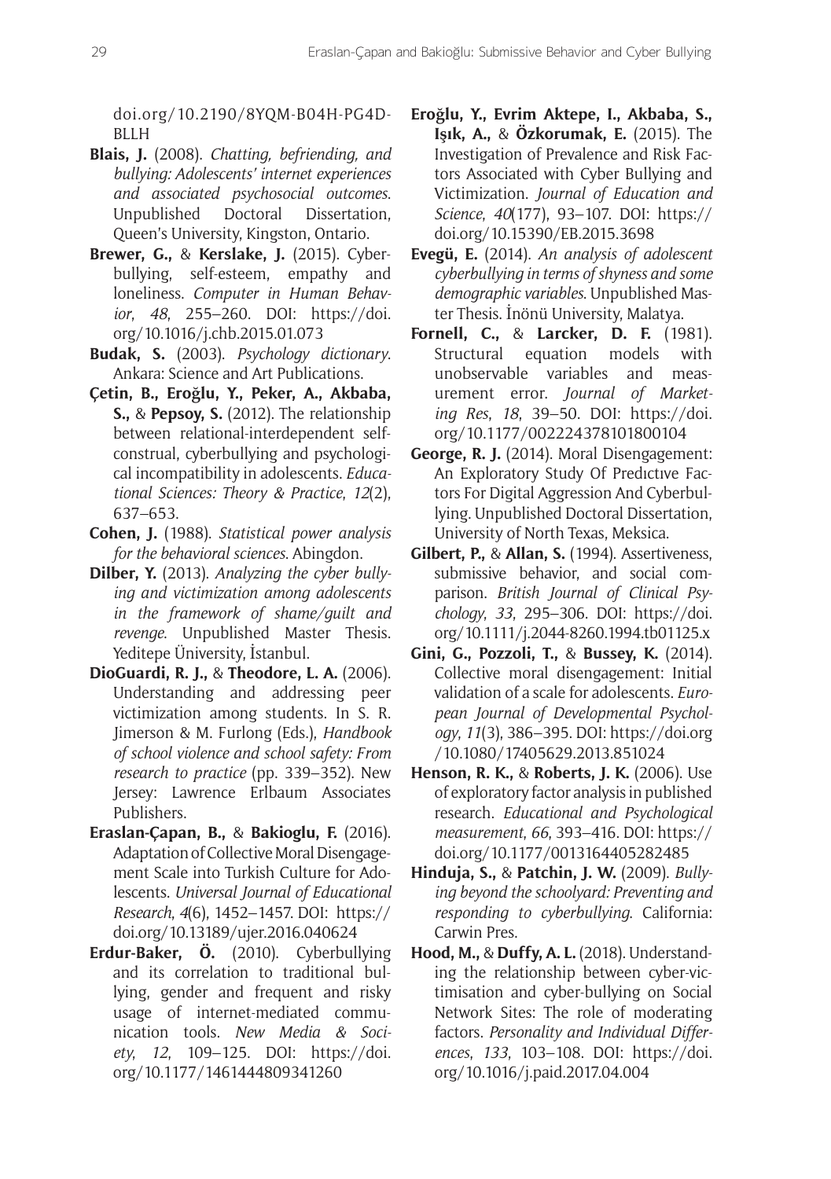doi.org/10.2190/8YQM-B04H-PG4D-BLLH

**Blais, J.** (2008). *Chatting, befriending, and bullying: Adolescents' internet experiences and associated psychosocial outcomes*. Unpublished Doctoral Dissertation, Queen's University, Kingston, Ontario.

**Brewer, G.,** & **Kerslake, J.** (2015). Cyberbullying, self-esteem, empathy and loneliness. *Computer in Human Behavior*, *48*, 255–260. DOI: https://doi.org/10.1016/j.chb.2015.01.073

**Budak, S.** (2003). *Psychology dictionary*. Ankara: Science and Art Publications.

**Çetin, B., Eroğlu, Y., Peker, A., Akbaba, S.,** & **Pepsoy, S.** (2012). The relationship between relational-interdependent self-construal, cyberbullying and psychological incompatibility in adolescents. *Educational Sciences: Theory & Practice*, *12*(2), 637–653.

**Cohen, J.** (1988). *Statistical power analysis for the behavioral sciences*. Abingdon.

**Dilber, Y.** (2013). *Analyzing the cyber bullying and victimization among adolescents in the framework of shame/guilt and revenge*. Unpublished Master Thesis. Yeditepe Üniversity, İstanbul.

**DioGuardi, R. J.,** & **Theodore, L. A.** (2006). Understanding and addressing peer victimization among students. In S. R. Jimerson & M. Furlong (Eds.), *Handbook of school violence and school safety: From research to practice* (pp. 339–352). New Jersey: Lawrence Erlbaum Associates Publishers.

**Eraslan-Çapan, B.,** & **Bakioglu, F.** (2016). Adaptation of Collective Moral Disengagement Scale into Turkish Culture for Adolescents. *Universal Journal of Educational Research*, *4*(6), 1452–1457. DOI: https://doi.org/10.13189/ujer.2016.040624

**Erdur-Baker, Ö.** (2010). Cyberbullying and its correlation to traditional bullying, gender and frequent and risky usage of internet-mediated communication tools. *New Media & Society*, *12*, 109–125. DOI: https://doi.org/10.1177/1461444809341260

**Eroğlu, Y., Evrim Aktepe, I., Akbaba, S., Işık, A.,** & **Özkorumak, E.** (2015). The Investigation of Prevalence and Risk Factors Associated with Cyber Bullying and Victimization. *Journal of Education and Science*, *40*(177), 93–107. DOI: https://doi.org/10.15390/EB.2015.3698

**Evegü, E.** (2014). *An analysis of adolescent cyberbullying in terms of shyness and some demographic variables*. Unpublished Master Thesis. İnönü University, Malatya.

**Fornell, C.,** & **Larcker, D. F.** (1981). Structural equation models with unobservable variables and measurement error. *Journal of Marketing Res*, *18*, 39–50. DOI: https://doi.org/10.1177/002224378101800104

**George, R. J.** (2014). Moral Disengagement: An Exploratory Study Of Predıctıve Factors For Digital Aggression And Cyberbullying. Unpublished Doctoral Dissertation, University of North Texas, Meksica.

**Gilbert, P.,** & **Allan, S.** (1994). Assertiveness, submissive behavior, and social comparison. *British Journal of Clinical Psychology*, *33*, 295–306. DOI: https://doi.org/10.1111/j.2044-8260.1994.tb01125.x

**Gini, G., Pozzoli, T.,** & **Bussey, K.** (2014). Collective moral disengagement: Initial validation of a scale for adolescents. *European Journal of Developmental Psychology*, *11*(3), 386–395. DOI: https://doi.org/10.1080/17405629.2013.851024

**Henson, R. K.,** & **Roberts, J. K.** (2006). Use of exploratory factor analysis in published research. *Educational and Psychological measurement*, *66*, 393–416. DOI: https://doi.org/10.1177/0013164405282485

**Hinduja, S.,** & **Patchin, J. W.** (2009). *Bullying beyond the schoolyard: Preventing and responding to cyberbullying*. California: Carwin Pres.

**Hood, M.,** & **Duffy, A. L.** (2018). Understanding the relationship between cyber-victimisation and cyber-bullying on Social Network Sites: The role of moderating factors. *Personality and Individual Differences*, *133*, 103–108. DOI: https://doi.org/10.1016/j.paid.2017.04.004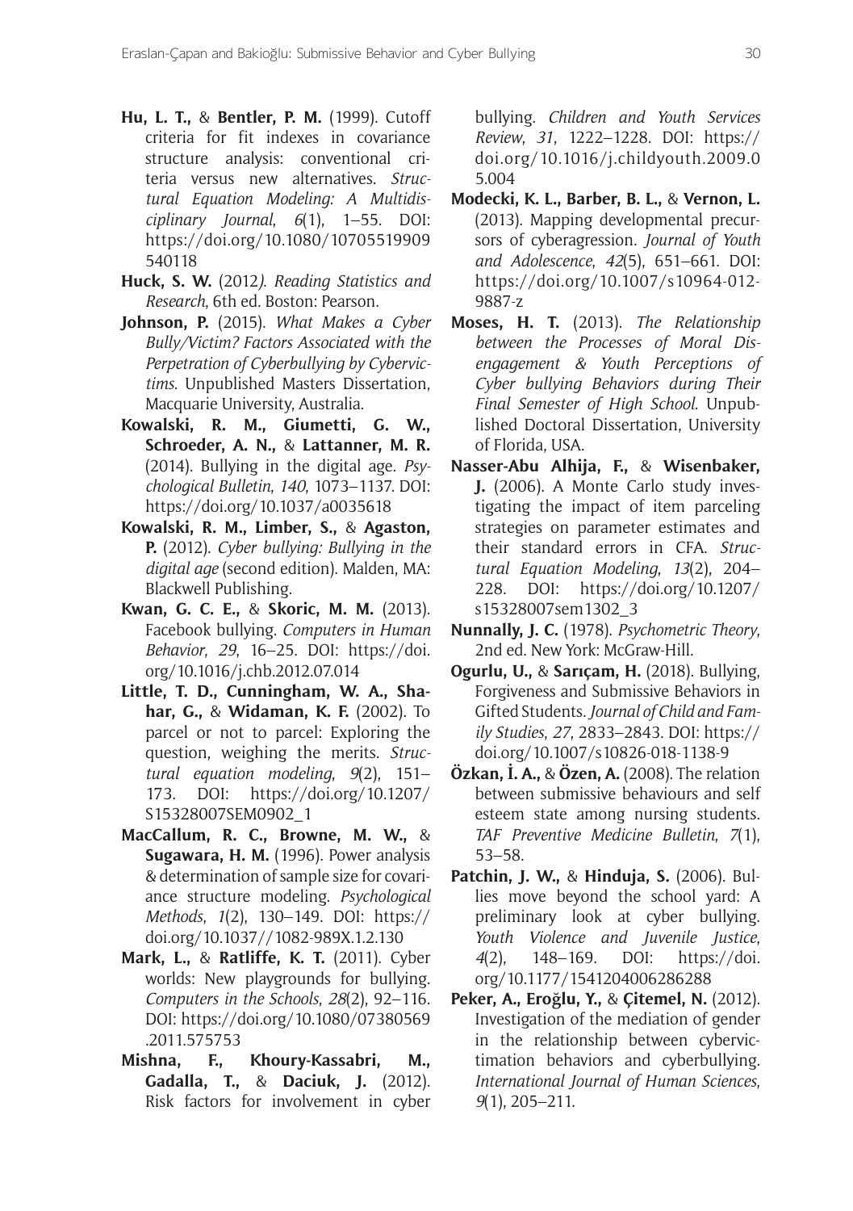**Hu, L. T.,** & **Bentler, P. M.** (1999). Cutoff criteria for fit indexes in covariance structure analysis: conventional criteria versus new alternatives. *Structural Equation Modeling: A Multidisciplinary Journal*, *6*(1), 1–55. DOI: https://doi.org/10.1080/10705519909540118

**Huck, S. W.** (2012*). Reading Statistics and Research*, 6th ed. Boston: Pearson.

**Johnson, P.** (2015). *What Makes a Cyber Bully/Victim? Factors Associated with the Perpetration of Cyberbullying by Cybervictims*. Unpublished Masters Dissertation, Macquarie University, Australia.

**Kowalski, R. M., Giumetti, G. W., Schroeder, A. N.,** & **Lattanner, M. R.** (2014). Bullying in the digital age. *Psychological Bulletin*, *140*, 1073–1137. DOI: https://doi.org/10.1037/a0035618

**Kowalski, R. M., Limber, S.,** & **Agaston, P.** (2012). *Cyber bullying: Bullying in the digital age* (second edition). Malden, MA: Blackwell Publishing.

**Kwan, G. C. E.,** & **Skoric, M. M.** (2013). Facebook bullying. *Computers in Human Behavior*, *29*, 16–25. DOI: https://doi.org/10.1016/j.chb.2012.07.014

**Little, T. D., Cunningham, W. A., Shahar, G.,** & **Widaman, K. F.** (2002). To parcel or not to parcel: Exploring the question, weighing the merits. *Structural equation modeling*, *9*(2), 151–173. DOI: https://doi.org/10.1207/S15328007SEM0902_1

**MacCallum, R. C., Browne, M. W.,** & **Sugawara, H. M.** (1996). Power analysis & determination of sample size for covariance structure modeling. *Psychological Methods*, *1*(2), 130–149. DOI: https://doi.org/10.1037//1082-989X.1.2.130

**Mark, L.,** & **Ratliffe, K. T.** (2011). Cyber worlds: New playgrounds for bullying. *Computers in the Schools*, *28*(2), 92–116. DOI: https://doi.org/10.1080/07380569.2011.575753

**Mishna, F., Khoury-Kassabri, M., Gadalla, T.,** & **Daciuk, J.** (2012). Risk factors for involvement in cyber bullying. *Children and Youth Services Review*, *31*, 1222–1228. DOI: https://doi.org/10.1016/j.childyouth.2009.05.004

**Modecki, K. L., Barber, B. L.,** & **Vernon, L.** (2013). Mapping developmental precursors of cyberagression. *Journal of Youth and Adolescence*, *42*(5), 651–661. DOI: https://doi.org/10.1007/s10964-012-9887-z

**Moses, H. T.** (2013). *The Relationship between the Processes of Moral Disengagement & Youth Perceptions of Cyber bullying Behaviors during Their Final Semester of High School*. Unpublished Doctoral Dissertation, University of Florida, USA.

**Nasser-Abu Alhija, F.,** & **Wisenbaker, J.** (2006). A Monte Carlo study investigating the impact of item parceling strategies on parameter estimates and their standard errors in CFA. *Structural Equation Modeling*, *13*(2), 204–228. DOI: https://doi.org/10.1207/s15328007sem1302_3

**Nunnally, J. C.** (1978). *Psychometric Theory*, 2nd ed. New York: McGraw-Hill.

**Ogurlu, U.,** & **Sarıçam, H.** (2018). Bullying, Forgiveness and Submissive Behaviors in Gifted Students. *Journal of Child and Family Studies*, *27*, 2833–2843. DOI: https://doi.org/10.1007/s10826-018-1138-9

**Özkan, İ. A.,** & **Özen, A.** (2008). The relation between submissive behaviours and self esteem state among nursing students. *TAF Preventive Medicine Bulletin*, *7*(1), 53–58.

**Patchin, J. W.,** & **Hinduja, S.** (2006). Bullies move beyond the school yard: A preliminary look at cyber bullying. *Youth Violence and Juvenile Justice*, *4*(2), 148–169. DOI: https://doi.org/10.1177/1541204006286288

**Peker, A., Eroğlu, Y.,** & **Çitemel, N.** (2012). Investigation of the mediation of gender in the relationship between cybervictimation behaviors and cyberbullying. *International Journal of Human Sciences*, *9*(1), 205–211.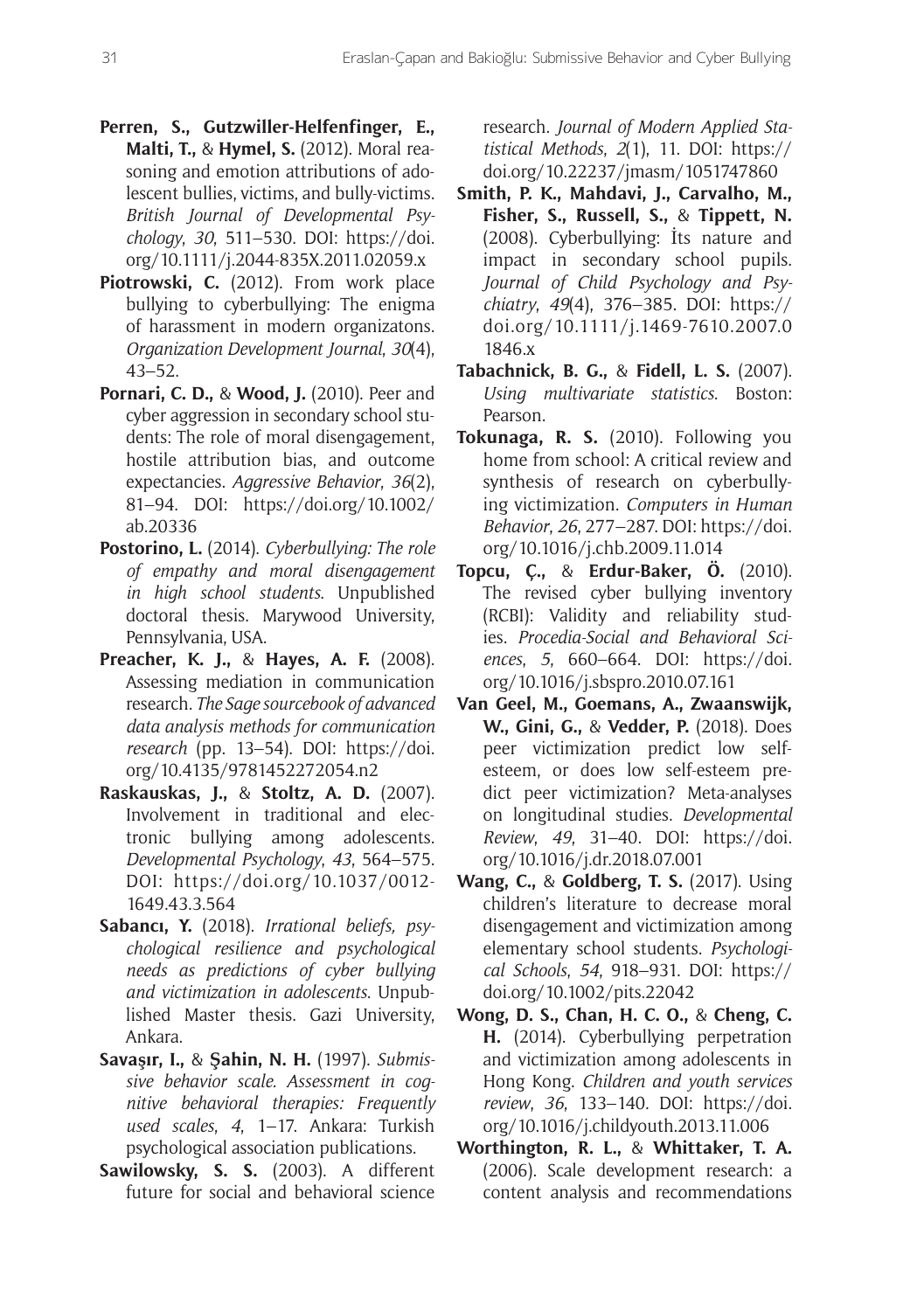**Perren, S., Gutzwiller-Helfenfinger, E., Malti, T.,** & **Hymel, S.** (2012). Moral reasoning and emotion attributions of adolescent bullies, victims, and bully-victims. *British Journal of Developmental Psychology*, *30*, 511–530. DOI: https://doi.org/10.1111/j.2044-835X.2011.02059.x

**Piotrowski, C.** (2012). From work place bullying to cyberbullying: The enigma of harassment in modern organizatons. *Organization Development Journal*, *30*(4), 43–52.

**Pornari, C. D.,** & **Wood, J.** (2010). Peer and cyber aggression in secondary school students: The role of moral disengagement, hostile attribution bias, and outcome expectancies. *Aggressive Behavior*, *36*(2), 81–94. DOI: https://doi.org/10.1002/ab.20336

**Postorino, L.** (2014). *Cyberbullying: The role of empathy and moral disengagement in high school students*. Unpublished doctoral thesis. Marywood University, Pennsylvania, USA.

**Preacher, K. J.,** & **Hayes, A. F.** (2008). Assessing mediation in communication research. *The Sage sourcebook of advanced data analysis methods for communication research* (pp. 13–54). DOI: https://doi.org/10.4135/9781452272054.n2

**Raskauskas, J.,** & **Stoltz, A. D.** (2007). Involvement in traditional and electronic bullying among adolescents. *Developmental Psychology*, *43*, 564–575. DOI: https://doi.org/10.1037/0012-1649.43.3.564

**Sabancı, Y.** (2018). *Irrational beliefs, psychological resilience and psychological needs as predictions of cyber bullying and victimization in adolescents*. Unpublished Master thesis. Gazi University, Ankara.

**Savaşır, I.,** & **Şahin, N. H.** (1997). *Submissive behavior scale. Assessment in cognitive behavioral therapies: Frequently used scales*, *4*, 1–17. Ankara: Turkish psychological association publications.

**Sawilowsky, S. S.** (2003). A different future for social and behavioral science research. *Journal of Modern Applied Statistical Methods*, *2*(1), 11. DOI: https://doi.org/10.22237/jmasm/1051747860

**Smith, P. K., Mahdavi, J., Carvalho, M., Fisher, S., Russell, S.,** & **Tippett, N.** (2008). Cyberbullying: İts nature and impact in secondary school pupils. *Journal of Child Psychology and Psychiatry*, *49*(4), 376–385. DOI: https://doi.org/10.1111/j.1469-7610.2007.01846.x

**Tabachnick, B. G.,** & **Fidell, L. S.** (2007). *Using multivariate statistics*. Boston: Pearson.

**Tokunaga, R. S.** (2010). Following you home from school: A critical review and synthesis of research on cyberbullying victimization. *Computers in Human Behavior*, *26*, 277–287. DOI: https://doi.org/10.1016/j.chb.2009.11.014

**Topcu, Ç.,** & **Erdur-Baker, Ö.** (2010). The revised cyber bullying inventory (RCBI): Validity and reliability studies. *Procedia-Social and Behavioral Sciences*, *5*, 660–664. DOI: https://doi.org/10.1016/j.sbspro.2010.07.161

**Van Geel, M., Goemans, A., Zwaanswijk, W., Gini, G.,** & **Vedder, P.** (2018). Does peer victimization predict low self-esteem, or does low self-esteem predict peer victimization? Meta-analyses on longitudinal studies. *Developmental Review*, *49*, 31–40. DOI: https://doi.org/10.1016/j.dr.2018.07.001

**Wang, C.,** & **Goldberg, T. S.** (2017). Using children's literature to decrease moral disengagement and victimization among elementary school students. *Psychological Schools*, *54*, 918–931. DOI: https://doi.org/10.1002/pits.22042

**Wong, D. S., Chan, H. C. O.,** & **Cheng, C. H.** (2014). Cyberbullying perpetration and victimization among adolescents in Hong Kong. *Children and youth services review*, *36*, 133–140. DOI: https://doi.org/10.1016/j.childyouth.2013.11.006

**Worthington, R. L.,** & **Whittaker, T. A.** (2006). Scale development research: a content analysis and recommendations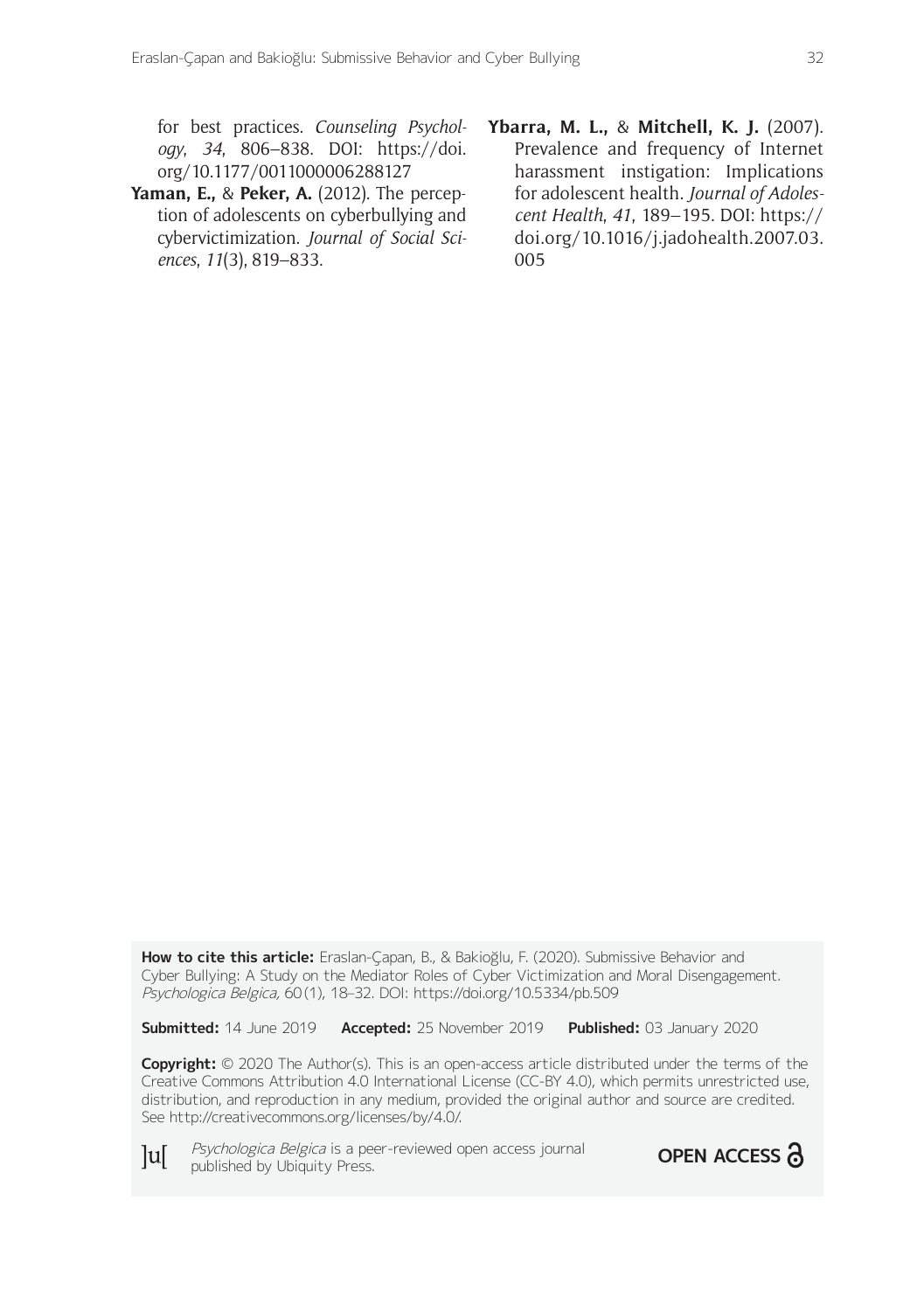for best practices. *Counseling Psychology*, *34*, 806–838. DOI: https://doi.org/10.1177/0011000006288127

**Yaman, E.,** & **Peker, A.** (2012). The perception of adolescents on cyberbullying and cybervictimization. *Journal of Social Sciences*, *11*(3), 819–833.

**Ybarra, M. L.,** & **Mitchell, K. J.** (2007). Prevalence and frequency of Internet harassment instigation: Implications for adolescent health. *Journal of Adolescent Health*, *41*, 189–195. DOI: https://doi.org/10.1016/j.jadohealth.2007.03.005

**How to cite this article:** Eraslan-Çapan, B., & Bakioğlu, F. (2020). Submissive Behavior and Cyber Bullying: A Study on the Mediator Roles of Cyber Victimization and Moral Disengagement. *Psychologica Belgica,* 60(1), 18–32. DOI: https://doi.org/10.5334/pb.509

**Submitted:** 14 June 2019 **Accepted:** 25 November 2019 **Published:** 03 January 2020

**Copyright:** © 2020 The Author(s). This is an open-access article distributed under the terms of the Creative Commons Attribution 4.0 International License (CC-BY 4.0), which permits unrestricted use, distribution, and reproduction in any medium, provided the original author and source are credited. See http://creativecommons.org/licenses/by/4.0/.

*Psychologica Belgica* is a peer-reviewed open access journal published by Ubiquity Press.

OPEN ACCESS